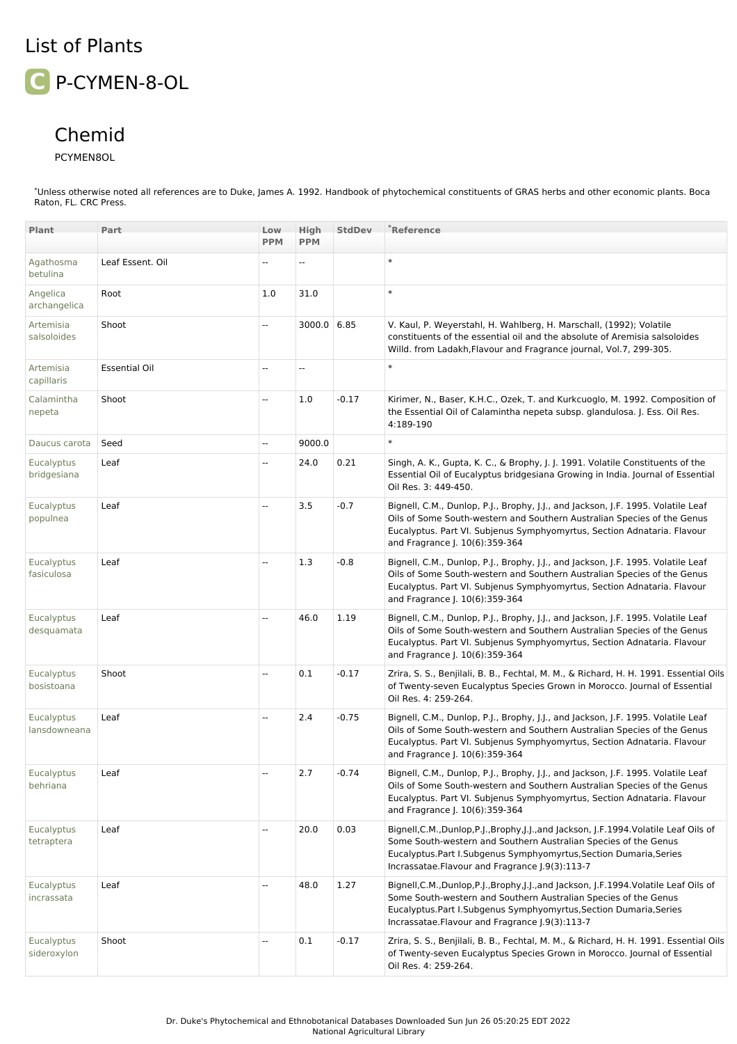# List of Plants

## P-CYMEN-8-OL

### Chemid

PCYMEN8OL

*Unless otherwise noted all references are to Duke, James A. 1992. Handbook of phytochemical constituents of GRAS herbs and other economic plants. Boca Raton, FL. CRC Press.

| Plant | Part | Low PPM | High PPM | StdDev | *Reference |
|---|---|---|---|---|---|
| Agathosma betulina | Leaf Essent. Oil | -- | -- | | * |
| Angelica archangelica | Root | 1.0 | 31.0 | | * |
| Artemisia salsoloides | Shoot | -- | 3000.0 | 6.85 | V. Kaul, P. Weyerstahl, H. Wahlberg, H. Marschall, (1992); Volatile constituents of the essential oil and the absolute of Aremisia salsoloides Willd. from Ladakh,Flavour and Fragrance journal, Vol.7, 299-305. |
| Artemisia capillaris | Essential Oil | -- | -- | | * |
| Calamintha nepeta | Shoot | -- | 1.0 | -0.17 | Kirimer, N., Baser, K.H.C., Ozek, T. and Kurkcuoglo, M. 1992. Composition of the Essential Oil of Calamintha nepeta subsp. glandulosa. J. Ess. Oil Res. 4:189-190 |
| Daucus carota | Seed | -- | 9000.0 | | * |
| Eucalyptus bridgesiana | Leaf | -- | 24.0 | 0.21 | Singh, A. K., Gupta, K. C., & Brophy, J. J. 1991. Volatile Constituents of the Essential Oil of Eucalyptus bridgesiana Growing in India. Journal of Essential Oil Res. 3: 449-450. |
| Eucalyptus populnea | Leaf | -- | 3.5 | -0.7 | Bignell, C.M., Dunlop, P.J., Brophy, J.J., and Jackson, J.F. 1995. Volatile Leaf Oils of Some South-western and Southern Australian Species of the Genus Eucalyptus. Part VI. Subjenus Symphyomyrtus, Section Adnataria. Flavour and Fragrance J. 10(6):359-364 |
| Eucalyptus fasiculosa | Leaf | -- | 1.3 | -0.8 | Bignell, C.M., Dunlop, P.J., Brophy, J.J., and Jackson, J.F. 1995. Volatile Leaf Oils of Some South-western and Southern Australian Species of the Genus Eucalyptus. Part VI. Subjenus Symphyomyrtus, Section Adnataria. Flavour and Fragrance J. 10(6):359-364 |
| Eucalyptus desquamata | Leaf | -- | 46.0 | 1.19 | Bignell, C.M., Dunlop, P.J., Brophy, J.J., and Jackson, J.F. 1995. Volatile Leaf Oils of Some South-western and Southern Australian Species of the Genus Eucalyptus. Part VI. Subjenus Symphyomyrtus, Section Adnataria. Flavour and Fragrance J. 10(6):359-364 |
| Eucalyptus bosistoana | Shoot | -- | 0.1 | -0.17 | Zrira, S. S., Benjilali, B. B., Fechtal, M. M., & Richard, H. H. 1991. Essential Oils of Twenty-seven Eucalyptus Species Grown in Morocco. Journal of Essential Oil Res. 4: 259-264. |
| Eucalyptus lansdowneana | Leaf | -- | 2.4 | -0.75 | Bignell, C.M., Dunlop, P.J., Brophy, J.J., and Jackson, J.F. 1995. Volatile Leaf Oils of Some South-western and Southern Australian Species of the Genus Eucalyptus. Part VI. Subjenus Symphyomyrtus, Section Adnataria. Flavour and Fragrance J. 10(6):359-364 |
| Eucalyptus behriana | Leaf | -- | 2.7 | -0.74 | Bignell, C.M., Dunlop, P.J., Brophy, J.J., and Jackson, J.F. 1995. Volatile Leaf Oils of Some South-western and Southern Australian Species of the Genus Eucalyptus. Part VI. Subjenus Symphyomyrtus, Section Adnataria. Flavour and Fragrance J. 10(6):359-364 |
| Eucalyptus tetraptera | Leaf | -- | 20.0 | 0.03 | Bignell,C.M.,Dunlop,P.J.,Brophy,J.J.,and Jackson, J.F.1994.Volatile Leaf Oils of Some South-western and Southern Australian Species of the Genus Eucalyptus.Part I.Subgenus Symphyomyrtus,Section Dumaria,Series Incrassatae.Flavour and Fragrance J.9(3):113-7 |
| Eucalyptus incrassata | Leaf | -- | 48.0 | 1.27 | Bignell,C.M.,Dunlop,P.J.,Brophy,J.J.,and Jackson, J.F.1994.Volatile Leaf Oils of Some South-western and Southern Australian Species of the Genus Eucalyptus.Part I.Subgenus Symphyomyrtus,Section Dumaria,Series Incrassatae.Flavour and Fragrance J.9(3):113-7 |
| Eucalyptus sideroxylon | Shoot | -- | 0.1 | -0.17 | Zrira, S. S., Benjilali, B. B., Fechtal, M. M., & Richard, H. H. 1991. Essential Oils of Twenty-seven Eucalyptus Species Grown in Morocco. Journal of Essential Oil Res. 4: 259-264. |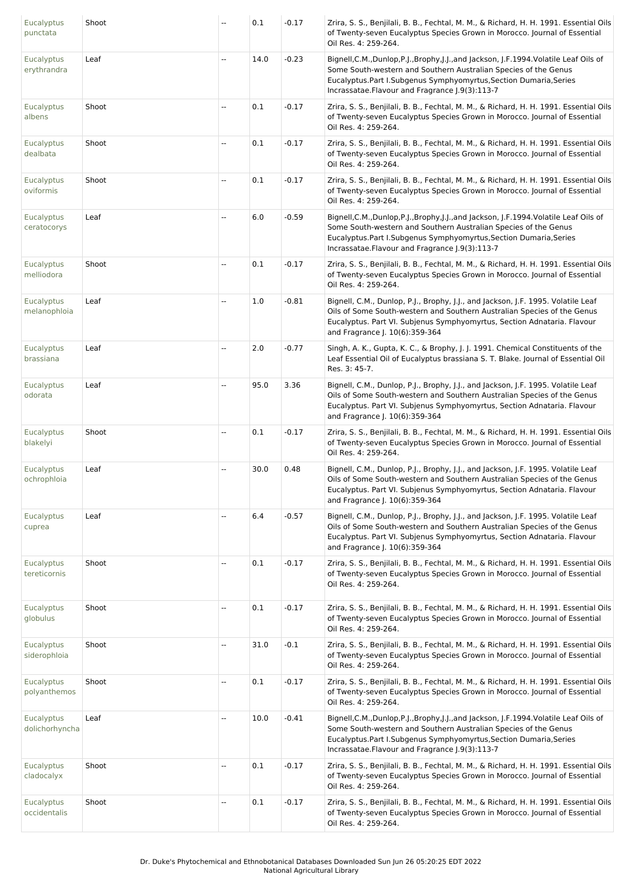| Eucalyptus punctata | Shoot | -- | 0.1 | -0.17 | Zrira, S. S., Benjilali, B. B., Fechtal, M. M., & Richard, H. H. 1991. Essential Oils of Twenty-seven Eucalyptus Species Grown in Morocco. Journal of Essential Oil Res. 4: 259-264. |
|---|---|---|---|---|---|
| Eucalyptus erythrandra | Leaf | -- | 14.0 | -0.23 | Bignell,C.M.,Dunlop,P.J.,Brophy,J.J.,and Jackson, J.F.1994.Volatile Leaf Oils of Some South-western and Southern Australian Species of the Genus Eucalyptus.Part I.Subgenus Symphyomyrtus,Section Dumaria,Series Incrassatae.Flavour and Fragrance J.9(3):113-7 |
| Eucalyptus albens | Shoot | -- | 0.1 | -0.17 | Zrira, S. S., Benjilali, B. B., Fechtal, M. M., & Richard, H. H. 1991. Essential Oils of Twenty-seven Eucalyptus Species Grown in Morocco. Journal of Essential Oil Res. 4: 259-264. |
| Eucalyptus dealbata | Shoot | -- | 0.1 | -0.17 | Zrira, S. S., Benjilali, B. B., Fechtal, M. M., & Richard, H. H. 1991. Essential Oils of Twenty-seven Eucalyptus Species Grown in Morocco. Journal of Essential Oil Res. 4: 259-264. |
| Eucalyptus oviformis | Shoot | -- | 0.1 | -0.17 | Zrira, S. S., Benjilali, B. B., Fechtal, M. M., & Richard, H. H. 1991. Essential Oils of Twenty-seven Eucalyptus Species Grown in Morocco. Journal of Essential Oil Res. 4: 259-264. |
| Eucalyptus ceratocorys | Leaf | -- | 6.0 | -0.59 | Bignell,C.M.,Dunlop,P.J.,Brophy,J.J.,and Jackson, J.F.1994.Volatile Leaf Oils of Some South-western and Southern Australian Species of the Genus Eucalyptus.Part I.Subgenus Symphyomyrtus,Section Dumaria,Series Incrassatae.Flavour and Fragrance J.9(3):113-7 |
| Eucalyptus melliodora | Shoot | -- | 0.1 | -0.17 | Zrira, S. S., Benjilali, B. B., Fechtal, M. M., & Richard, H. H. 1991. Essential Oils of Twenty-seven Eucalyptus Species Grown in Morocco. Journal of Essential Oil Res. 4: 259-264. |
| Eucalyptus melanophloia | Leaf | -- | 1.0 | -0.81 | Bignell, C.M., Dunlop, P.J., Brophy, J.J., and Jackson, J.F. 1995. Volatile Leaf Oils of Some South-western and Southern Australian Species of the Genus Eucalyptus. Part VI. Subjenus Symphyomyrtus, Section Adnataria. Flavour and Fragrance J. 10(6):359-364 |
| Eucalyptus brassiana | Leaf | -- | 2.0 | -0.77 | Singh, A. K., Gupta, K. C., & Brophy, J. J. 1991. Chemical Constituents of the Leaf Essential Oil of Eucalyptus brassiana S. T. Blake. Journal of Essential Oil Res. 3: 45-7. |
| Eucalyptus odorata | Leaf | -- | 95.0 | 3.36 | Bignell, C.M., Dunlop, P.J., Brophy, J.J., and Jackson, J.F. 1995. Volatile Leaf Oils of Some South-western and Southern Australian Species of the Genus Eucalyptus. Part VI. Subjenus Symphyomyrtus, Section Adnataria. Flavour and Fragrance J. 10(6):359-364 |
| Eucalyptus blakelyi | Shoot | -- | 0.1 | -0.17 | Zrira, S. S., Benjilali, B. B., Fechtal, M. M., & Richard, H. H. 1991. Essential Oils of Twenty-seven Eucalyptus Species Grown in Morocco. Journal of Essential Oil Res. 4: 259-264. |
| Eucalyptus ochrophloia | Leaf | -- | 30.0 | 0.48 | Bignell, C.M., Dunlop, P.J., Brophy, J.J., and Jackson, J.F. 1995. Volatile Leaf Oils of Some South-western and Southern Australian Species of the Genus Eucalyptus. Part VI. Subjenus Symphyomyrtus, Section Adnataria. Flavour and Fragrance J. 10(6):359-364 |
| Eucalyptus cuprea | Leaf | -- | 6.4 | -0.57 | Bignell, C.M., Dunlop, P.J., Brophy, J.J., and Jackson, J.F. 1995. Volatile Leaf Oils of Some South-western and Southern Australian Species of the Genus Eucalyptus. Part VI. Subjenus Symphyomyrtus, Section Adnataria. Flavour and Fragrance J. 10(6):359-364 |
| Eucalyptus tereticornis | Shoot | -- | 0.1 | -0.17 | Zrira, S. S., Benjilali, B. B., Fechtal, M. M., & Richard, H. H. 1991. Essential Oils of Twenty-seven Eucalyptus Species Grown in Morocco. Journal of Essential Oil Res. 4: 259-264. |
| Eucalyptus globulus | Shoot | -- | 0.1 | -0.17 | Zrira, S. S., Benjilali, B. B., Fechtal, M. M., & Richard, H. H. 1991. Essential Oils of Twenty-seven Eucalyptus Species Grown in Morocco. Journal of Essential Oil Res. 4: 259-264. |
| Eucalyptus siderophloia | Shoot | -- | 31.0 | -0.1 | Zrira, S. S., Benjilali, B. B., Fechtal, M. M., & Richard, H. H. 1991. Essential Oils of Twenty-seven Eucalyptus Species Grown in Morocco. Journal of Essential Oil Res. 4: 259-264. |
| Eucalyptus polyanthemos | Shoot | -- | 0.1 | -0.17 | Zrira, S. S., Benjilali, B. B., Fechtal, M. M., & Richard, H. H. 1991. Essential Oils of Twenty-seven Eucalyptus Species Grown in Morocco. Journal of Essential Oil Res. 4: 259-264. |
| Eucalyptus dolichorhyncha | Leaf | -- | 10.0 | -0.41 | Bignell,C.M.,Dunlop,P.J.,Brophy,J.J.,and Jackson, J.F.1994.Volatile Leaf Oils of Some South-western and Southern Australian Species of the Genus Eucalyptus.Part I.Subgenus Symphyomyrtus,Section Dumaria,Series Incrassatae.Flavour and Fragrance J.9(3):113-7 |
| Eucalyptus cladocalyx | Shoot | -- | 0.1 | -0.17 | Zrira, S. S., Benjilali, B. B., Fechtal, M. M., & Richard, H. H. 1991. Essential Oils of Twenty-seven Eucalyptus Species Grown in Morocco. Journal of Essential Oil Res. 4: 259-264. |
| Eucalyptus occidentalis | Shoot | -- | 0.1 | -0.17 | Zrira, S. S., Benjilali, B. B., Fechtal, M. M., & Richard, H. H. 1991. Essential Oils of Twenty-seven Eucalyptus Species Grown in Morocco. Journal of Essential Oil Res. 4: 259-264. |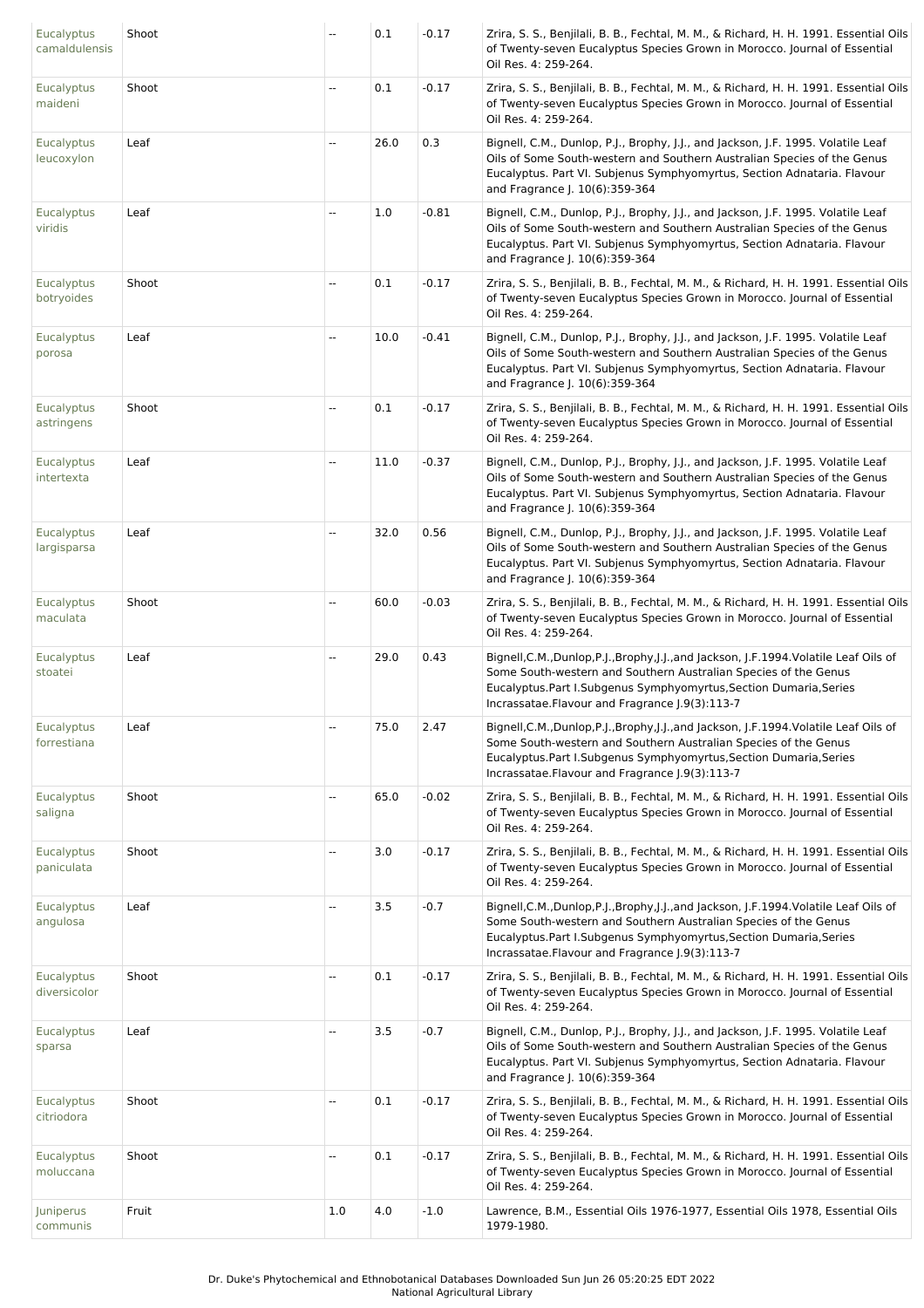| | | | | | |
|---|---|---|---|---|---|
| Eucalyptus camaldulensis | Shoot | -- | 0.1 | -0.17 | Zrira, S. S., Benjilali, B. B., Fechtal, M. M., & Richard, H. H. 1991. Essential Oils of Twenty-seven Eucalyptus Species Grown in Morocco. Journal of Essential Oil Res. 4: 259-264. |
| Eucalyptus maideni | Shoot | -- | 0.1 | -0.17 | Zrira, S. S., Benjilali, B. B., Fechtal, M. M., & Richard, H. H. 1991. Essential Oils of Twenty-seven Eucalyptus Species Grown in Morocco. Journal of Essential Oil Res. 4: 259-264. |
| Eucalyptus leucoxylon | Leaf | -- | 26.0 | 0.3 | Bignell, C.M., Dunlop, P.J., Brophy, J.J., and Jackson, J.F. 1995. Volatile Leaf Oils of Some South-western and Southern Australian Species of the Genus Eucalyptus. Part VI. Subjenus Symphyomyrtus, Section Adnataria. Flavour and Fragrance J. 10(6):359-364 |
| Eucalyptus viridis | Leaf | -- | 1.0 | -0.81 | Bignell, C.M., Dunlop, P.J., Brophy, J.J., and Jackson, J.F. 1995. Volatile Leaf Oils of Some South-western and Southern Australian Species of the Genus Eucalyptus. Part VI. Subjenus Symphyomyrtus, Section Adnataria. Flavour and Fragrance J. 10(6):359-364 |
| Eucalyptus botryoides | Shoot | -- | 0.1 | -0.17 | Zrira, S. S., Benjilali, B. B., Fechtal, M. M., & Richard, H. H. 1991. Essential Oils of Twenty-seven Eucalyptus Species Grown in Morocco. Journal of Essential Oil Res. 4: 259-264. |
| Eucalyptus porosa | Leaf | -- | 10.0 | -0.41 | Bignell, C.M., Dunlop, P.J., Brophy, J.J., and Jackson, J.F. 1995. Volatile Leaf Oils of Some South-western and Southern Australian Species of the Genus Eucalyptus. Part VI. Subjenus Symphyomyrtus, Section Adnataria. Flavour and Fragrance J. 10(6):359-364 |
| Eucalyptus astringens | Shoot | -- | 0.1 | -0.17 | Zrira, S. S., Benjilali, B. B., Fechtal, M. M., & Richard, H. H. 1991. Essential Oils of Twenty-seven Eucalyptus Species Grown in Morocco. Journal of Essential Oil Res. 4: 259-264. |
| Eucalyptus intertexta | Leaf | -- | 11.0 | -0.37 | Bignell, C.M., Dunlop, P.J., Brophy, J.J., and Jackson, J.F. 1995. Volatile Leaf Oils of Some South-western and Southern Australian Species of the Genus Eucalyptus. Part VI. Subjenus Symphyomyrtus, Section Adnataria. Flavour and Fragrance J. 10(6):359-364 |
| Eucalyptus largisparsa | Leaf | -- | 32.0 | 0.56 | Bignell, C.M., Dunlop, P.J., Brophy, J.J., and Jackson, J.F. 1995. Volatile Leaf Oils of Some South-western and Southern Australian Species of the Genus Eucalyptus. Part VI. Subjenus Symphyomyrtus, Section Adnataria. Flavour and Fragrance J. 10(6):359-364 |
| Eucalyptus maculata | Shoot | -- | 60.0 | -0.03 | Zrira, S. S., Benjilali, B. B., Fechtal, M. M., & Richard, H. H. 1991. Essential Oils of Twenty-seven Eucalyptus Species Grown in Morocco. Journal of Essential Oil Res. 4: 259-264. |
| Eucalyptus stoatei | Leaf | -- | 29.0 | 0.43 | Bignell,C.M.,Dunlop,P.J.,Brophy,J.J.,and Jackson, J.F.1994.Volatile Leaf Oils of Some South-western and Southern Australian Species of the Genus Eucalyptus.Part I.Subgenus Symphyomyrtus,Section Dumaria,Series Incrassatae.Flavour and Fragrance J.9(3):113-7 |
| Eucalyptus forrestiana | Leaf | -- | 75.0 | 2.47 | Bignell,C.M.,Dunlop,P.J.,Brophy,J.J.,and Jackson, J.F.1994.Volatile Leaf Oils of Some South-western and Southern Australian Species of the Genus Eucalyptus.Part I.Subgenus Symphyomyrtus,Section Dumaria,Series Incrassatae.Flavour and Fragrance J.9(3):113-7 |
| Eucalyptus saligna | Shoot | -- | 65.0 | -0.02 | Zrira, S. S., Benjilali, B. B., Fechtal, M. M., & Richard, H. H. 1991. Essential Oils of Twenty-seven Eucalyptus Species Grown in Morocco. Journal of Essential Oil Res. 4: 259-264. |
| Eucalyptus paniculata | Shoot | -- | 3.0 | -0.17 | Zrira, S. S., Benjilali, B. B., Fechtal, M. M., & Richard, H. H. 1991. Essential Oils of Twenty-seven Eucalyptus Species Grown in Morocco. Journal of Essential Oil Res. 4: 259-264. |
| Eucalyptus angulosa | Leaf | -- | 3.5 | -0.7 | Bignell,C.M.,Dunlop,P.J.,Brophy,J.J.,and Jackson, J.F.1994.Volatile Leaf Oils of Some South-western and Southern Australian Species of the Genus Eucalyptus.Part I.Subgenus Symphyomyrtus,Section Dumaria,Series Incrassatae.Flavour and Fragrance J.9(3):113-7 |
| Eucalyptus diversicolor | Shoot | -- | 0.1 | -0.17 | Zrira, S. S., Benjilali, B. B., Fechtal, M. M., & Richard, H. H. 1991. Essential Oils of Twenty-seven Eucalyptus Species Grown in Morocco. Journal of Essential Oil Res. 4: 259-264. |
| Eucalyptus sparsa | Leaf | -- | 3.5 | -0.7 | Bignell, C.M., Dunlop, P.J., Brophy, J.J., and Jackson, J.F. 1995. Volatile Leaf Oils of Some South-western and Southern Australian Species of the Genus Eucalyptus. Part VI. Subjenus Symphyomyrtus, Section Adnataria. Flavour and Fragrance J. 10(6):359-364 |
| Eucalyptus citriodora | Shoot | -- | 0.1 | -0.17 | Zrira, S. S., Benjilali, B. B., Fechtal, M. M., & Richard, H. H. 1991. Essential Oils of Twenty-seven Eucalyptus Species Grown in Morocco. Journal of Essential Oil Res. 4: 259-264. |
| Eucalyptus moluccana | Shoot | -- | 0.1 | -0.17 | Zrira, S. S., Benjilali, B. B., Fechtal, M. M., & Richard, H. H. 1991. Essential Oils of Twenty-seven Eucalyptus Species Grown in Morocco. Journal of Essential Oil Res. 4: 259-264. |
| Juniperus communis | Fruit | 1.0 | 4.0 | -1.0 | Lawrence, B.M., Essential Oils 1976-1977, Essential Oils 1978, Essential Oils 1979-1980. |

Dr. Duke's Phytochemical and Ethnobotanical Databases Downloaded Sun Jun 26 05:20:25 EDT 2022
National Agricultural Library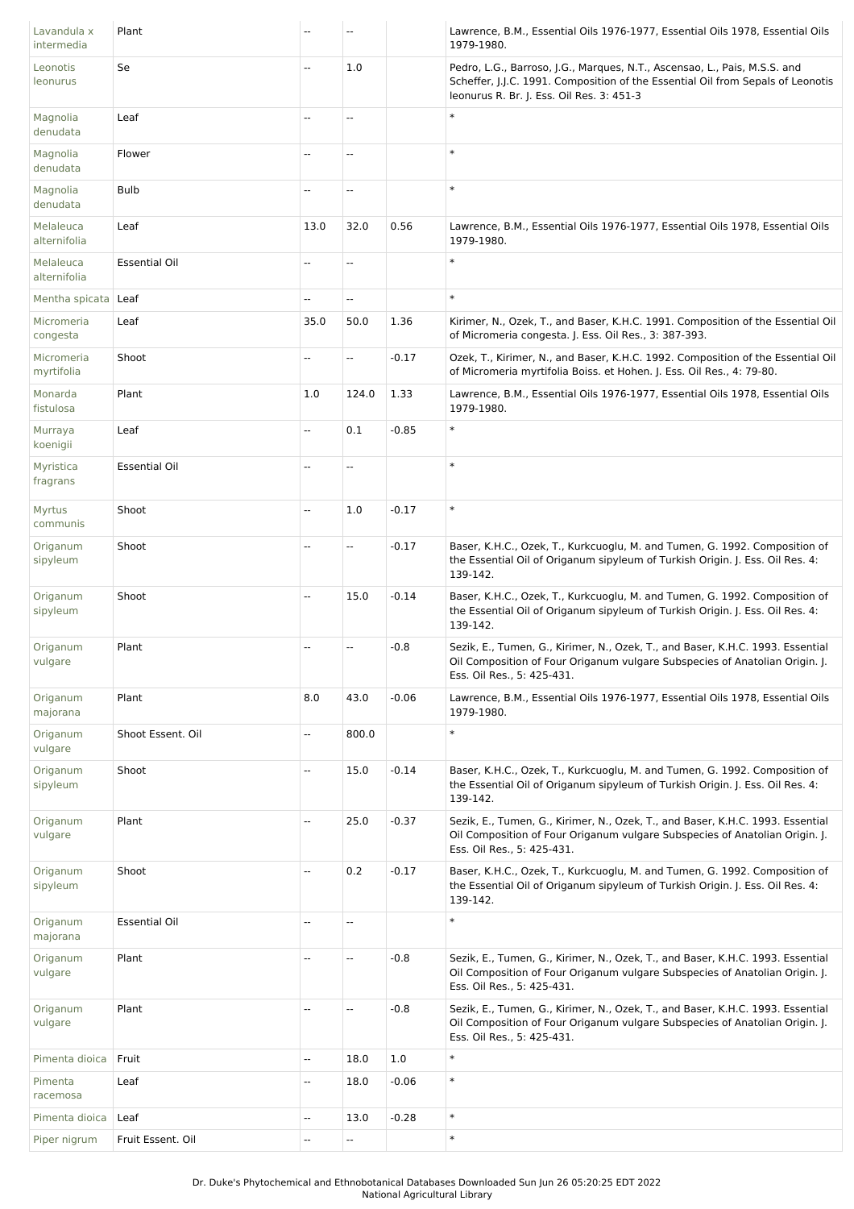| | | | | | |
|---|---|---|---|---|---|
| Lavandula x intermedia | Plant | -- | -- | | Lawrence, B.M., Essential Oils 1976-1977, Essential Oils 1978, Essential Oils 1979-1980. |
| Leonotis leonurus | Se | -- | 1.0 | | Pedro, L.G., Barroso, J.G., Marques, N.T., Ascensao, L., Pais, M.S.S. and Scheffer, J.J.C. 1991. Composition of the Essential Oil from Sepals of Leonotis leonurus R. Br. J. Ess. Oil Res. 3: 451-3 |
| Magnolia denudata | Leaf | -- | -- | | * |
| Magnolia denudata | Flower | -- | -- | | * |
| Magnolia denudata | Bulb | -- | -- | | * |
| Melaleuca alternifolia | Leaf | 13.0 | 32.0 | 0.56 | Lawrence, B.M., Essential Oils 1976-1977, Essential Oils 1978, Essential Oils 1979-1980. |
| Melaleuca alternifolia | Essential Oil | -- | -- | | * |
| Mentha spicata | Leaf | -- | -- | | * |
| Micromeria congesta | Leaf | 35.0 | 50.0 | 1.36 | Kirimer, N., Ozek, T., and Baser, K.H.C. 1991. Composition of the Essential Oil of Micromeria congesta. J. Ess. Oil Res., 3: 387-393. |
| Micromeria myrtifolia | Shoot | -- | -- | -0.17 | Ozek, T., Kirimer, N., and Baser, K.H.C. 1992. Composition of the Essential Oil of Micromeria myrtifolia Boiss. et Hohen. J. Ess. Oil Res., 4: 79-80. |
| Monarda fistulosa | Plant | 1.0 | 124.0 | 1.33 | Lawrence, B.M., Essential Oils 1976-1977, Essential Oils 1978, Essential Oils 1979-1980. |
| Murraya koenigii | Leaf | -- | 0.1 | -0.85 | * |
| Myristica fragrans | Essential Oil | -- | -- | | * |
| Myrtus communis | Shoot | -- | 1.0 | -0.17 | * |
| Origanum sipyleum | Shoot | -- | -- | -0.17 | Baser, K.H.C., Ozek, T., Kurkcuoglu, M. and Tumen, G. 1992. Composition of the Essential Oil of Origanum sipyleum of Turkish Origin. J. Ess. Oil Res. 4: 139-142. |
| Origanum sipyleum | Shoot | -- | 15.0 | -0.14 | Baser, K.H.C., Ozek, T., Kurkcuoglu, M. and Tumen, G. 1992. Composition of the Essential Oil of Origanum sipyleum of Turkish Origin. J. Ess. Oil Res. 4: 139-142. |
| Origanum vulgare | Plant | -- | -- | -0.8 | Sezik, E., Tumen, G., Kirimer, N., Ozek, T., and Baser, K.H.C. 1993. Essential Oil Composition of Four Origanum vulgare Subspecies of Anatolian Origin. J. Ess. Oil Res., 5: 425-431. |
| Origanum majorana | Plant | 8.0 | 43.0 | -0.06 | Lawrence, B.M., Essential Oils 1976-1977, Essential Oils 1978, Essential Oils 1979-1980. |
| Origanum vulgare | Shoot Essent. Oil | -- | 800.0 | | * |
| Origanum sipyleum | Shoot | -- | 15.0 | -0.14 | Baser, K.H.C., Ozek, T., Kurkcuoglu, M. and Tumen, G. 1992. Composition of the Essential Oil of Origanum sipyleum of Turkish Origin. J. Ess. Oil Res. 4: 139-142. |
| Origanum vulgare | Plant | -- | 25.0 | -0.37 | Sezik, E., Tumen, G., Kirimer, N., Ozek, T., and Baser, K.H.C. 1993. Essential Oil Composition of Four Origanum vulgare Subspecies of Anatolian Origin. J. Ess. Oil Res., 5: 425-431. |
| Origanum sipyleum | Shoot | -- | 0.2 | -0.17 | Baser, K.H.C., Ozek, T., Kurkcuoglu, M. and Tumen, G. 1992. Composition of the Essential Oil of Origanum sipyleum of Turkish Origin. J. Ess. Oil Res. 4: 139-142. |
| Origanum majorana | Essential Oil | -- | -- | | * |
| Origanum vulgare | Plant | -- | -- | -0.8 | Sezik, E., Tumen, G., Kirimer, N., Ozek, T., and Baser, K.H.C. 1993. Essential Oil Composition of Four Origanum vulgare Subspecies of Anatolian Origin. J. Ess. Oil Res., 5: 425-431. |
| Origanum vulgare | Plant | -- | -- | -0.8 | Sezik, E., Tumen, G., Kirimer, N., Ozek, T., and Baser, K.H.C. 1993. Essential Oil Composition of Four Origanum vulgare Subspecies of Anatolian Origin. J. Ess. Oil Res., 5: 425-431. |
| Pimenta dioica | Fruit | -- | 18.0 | 1.0 | * |
| Pimenta racemosa | Leaf | -- | 18.0 | -0.06 | * |
| Pimenta dioica | Leaf | -- | 13.0 | -0.28 | * |
| Piper nigrum | Fruit Essent. Oil | -- | -- | | * |

Dr. Duke's Phytochemical and Ethnobotanical Databases Downloaded Sun Jun 26 05:20:25 EDT 2022
National Agricultural Library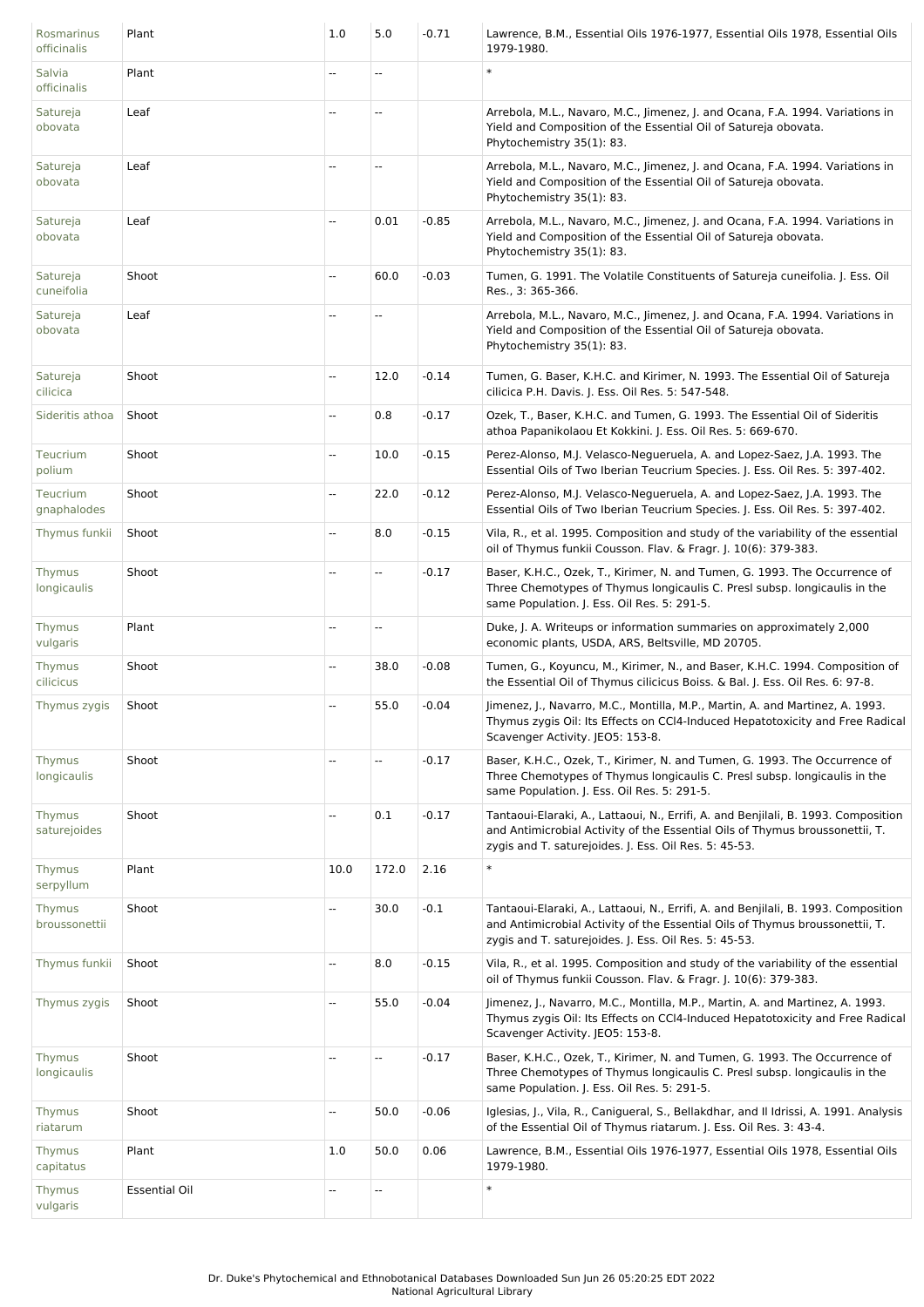| Rosmarinus officinalis | Plant | 1.0 | 5.0 | -0.71 | Lawrence, B.M., Essential Oils 1976-1977, Essential Oils 1978, Essential Oils 1979-1980. |
|---|---|---|---|---|---|
| Salvia officinalis | Plant | -- | -- | | * |
| Satureja obovata | Leaf | -- | -- | | Arrebola, M.L., Navaro, M.C., Jimenez, J. and Ocana, F.A. 1994. Variations in Yield and Composition of the Essential Oil of Satureja obovata. Phytochemistry 35(1): 83. |
| Satureja obovata | Leaf | -- | -- | | Arrebola, M.L., Navaro, M.C., Jimenez, J. and Ocana, F.A. 1994. Variations in Yield and Composition of the Essential Oil of Satureja obovata. Phytochemistry 35(1): 83. |
| Satureja obovata | Leaf | -- | 0.01 | -0.85 | Arrebola, M.L., Navaro, M.C., Jimenez, J. and Ocana, F.A. 1994. Variations in Yield and Composition of the Essential Oil of Satureja obovata. Phytochemistry 35(1): 83. |
| Satureja cuneifolia | Shoot | -- | 60.0 | -0.03 | Tumen, G. 1991. The Volatile Constituents of Satureja cuneifolia. J. Ess. Oil Res., 3: 365-366. |
| Satureja obovata | Leaf | -- | -- | | Arrebola, M.L., Navaro, M.C., Jimenez, J. and Ocana, F.A. 1994. Variations in Yield and Composition of the Essential Oil of Satureja obovata. Phytochemistry 35(1): 83. |
| Satureja cilicica | Shoot | -- | 12.0 | -0.14 | Tumen, G. Baser, K.H.C. and Kirimer, N. 1993. The Essential Oil of Satureja cilicica P.H. Davis. J. Ess. Oil Res. 5: 547-548. |
| Sideritis athoa | Shoot | -- | 0.8 | -0.17 | Ozek, T., Baser, K.H.C. and Tumen, G. 1993. The Essential Oil of Sideritis athoa Papanikolaou Et Kokkini. J. Ess. Oil Res. 5: 669-670. |
| Teucrium polium | Shoot | -- | 10.0 | -0.15 | Perez-Alonso, M.J. Velasco-Negueruela, A. and Lopez-Saez, J.A. 1993. The Essential Oils of Two Iberian Teucrium Species. J. Ess. Oil Res. 5: 397-402. |
| Teucrium gnaphalodes | Shoot | -- | 22.0 | -0.12 | Perez-Alonso, M.J. Velasco-Negueruela, A. and Lopez-Saez, J.A. 1993. The Essential Oils of Two Iberian Teucrium Species. J. Ess. Oil Res. 5: 397-402. |
| Thymus funkii | Shoot | -- | 8.0 | -0.15 | Vila, R., et al. 1995. Composition and study of the variability of the essential oil of Thymus funkii Cousson. Flav. & Fragr. J. 10(6): 379-383. |
| Thymus longicaulis | Shoot | -- | -- | -0.17 | Baser, K.H.C., Ozek, T., Kirimer, N. and Tumen, G. 1993. The Occurrence of Three Chemotypes of Thymus longicaulis C. Presl subsp. longicaulis in the same Population. J. Ess. Oil Res. 5: 291-5. |
| Thymus vulgaris | Plant | -- | -- | | Duke, J. A. Writeups or information summaries on approximately 2,000 economic plants, USDA, ARS, Beltsville, MD 20705. |
| Thymus cilicicus | Shoot | -- | 38.0 | -0.08 | Tumen, G., Koyuncu, M., Kirimer, N., and Baser, K.H.C. 1994. Composition of the Essential Oil of Thymus cilicicus Boiss. & Bal. J. Ess. Oil Res. 6: 97-8. |
| Thymus zygis | Shoot | -- | 55.0 | -0.04 | Jimenez, J., Navarro, M.C., Montilla, M.P., Martin, A. and Martinez, A. 1993. Thymus zygis Oil: Its Effects on CCl4-Induced Hepatotoxicity and Free Radical Scavenger Activity. JEO5: 153-8. |
| Thymus longicaulis | Shoot | -- | -- | -0.17 | Baser, K.H.C., Ozek, T., Kirimer, N. and Tumen, G. 1993. The Occurrence of Three Chemotypes of Thymus longicaulis C. Presl subsp. longicaulis in the same Population. J. Ess. Oil Res. 5: 291-5. |
| Thymus saturejoides | Shoot | -- | 0.1 | -0.17 | Tantaoui-Elaraki, A., Lattaoui, N., Errifi, A. and Benjilali, B. 1993. Composition and Antimicrobial Activity of the Essential Oils of Thymus broussonettii, T. zygis and T. saturejoides. J. Ess. Oil Res. 5: 45-53. |
| Thymus serpyllum | Plant | 10.0 | 172.0 | 2.16 | * |
| Thymus broussonettii | Shoot | -- | 30.0 | -0.1 | Tantaoui-Elaraki, A., Lattaoui, N., Errifi, A. and Benjilali, B. 1993. Composition and Antimicrobial Activity of the Essential Oils of Thymus broussonettii, T. zygis and T. saturejoides. J. Ess. Oil Res. 5: 45-53. |
| Thymus funkii | Shoot | -- | 8.0 | -0.15 | Vila, R., et al. 1995. Composition and study of the variability of the essential oil of Thymus funkii Cousson. Flav. & Fragr. J. 10(6): 379-383. |
| Thymus zygis | Shoot | -- | 55.0 | -0.04 | Jimenez, J., Navarro, M.C., Montilla, M.P., Martin, A. and Martinez, A. 1993. Thymus zygis Oil: Its Effects on CCl4-Induced Hepatotoxicity and Free Radical Scavenger Activity. JEO5: 153-8. |
| Thymus longicaulis | Shoot | -- | -- | -0.17 | Baser, K.H.C., Ozek, T., Kirimer, N. and Tumen, G. 1993. The Occurrence of Three Chemotypes of Thymus longicaulis C. Presl subsp. longicaulis in the same Population. J. Ess. Oil Res. 5: 291-5. |
| Thymus riatarum | Shoot | -- | 50.0 | -0.06 | Iglesias, J., Vila, R., Canigueral, S., Bellakdhar, and Il Idrissi, A. 1991. Analysis of the Essential Oil of Thymus riatarum. J. Ess. Oil Res. 3: 43-4. |
| Thymus capitatus | Plant | 1.0 | 50.0 | 0.06 | Lawrence, B.M., Essential Oils 1976-1977, Essential Oils 1978, Essential Oils 1979-1980. |
| Thymus vulgaris | Essential Oil | -- | -- | | * |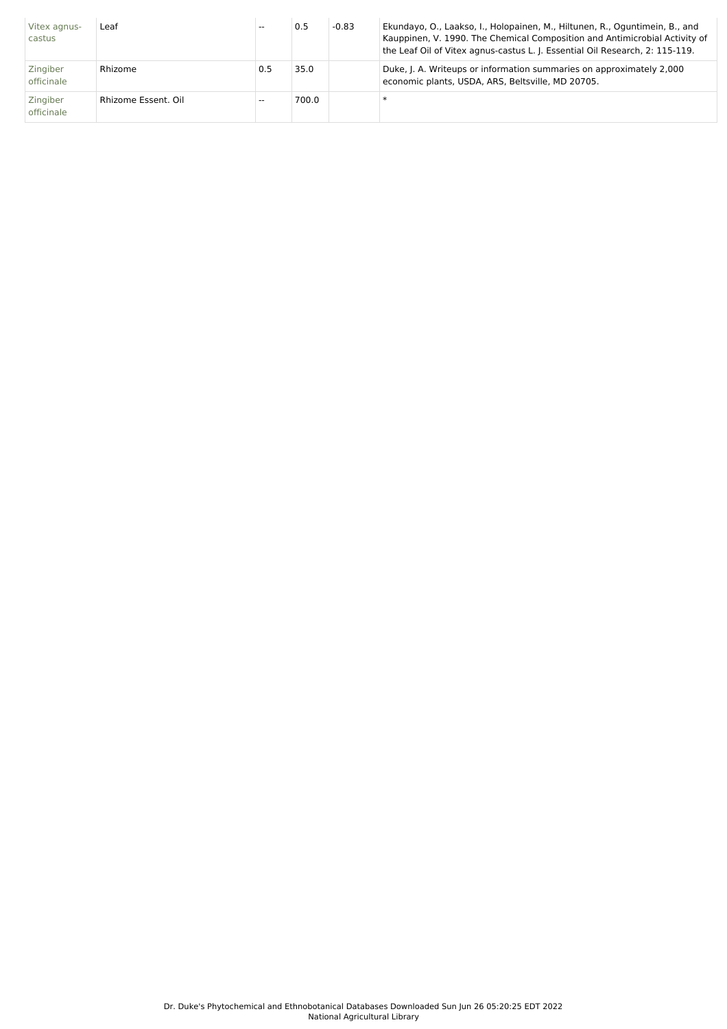| | | | | | |
|---|---|---|---|---|---|
| Vitex agnus-castus | Leaf | -- | 0.5 | -0.83 | Ekundayo, O., Laakso, I., Holopainen, M., Hiltunen, R., Oguntimein, B., and Kauppinen, V. 1990. The Chemical Composition and Antimicrobial Activity of the Leaf Oil of Vitex agnus-castus L. J. Essential Oil Research, 2: 115-119. |
| Zingiber officinale | Rhizome | 0.5 | 35.0 | | Duke, J. A. Writeups or information summaries on approximately 2,000 economic plants, USDA, ARS, Beltsville, MD 20705. |
| Zingiber officinale | Rhizome Essent. Oil | -- | 700.0 | | * |

Dr. Duke's Phytochemical and Ethnobotanical Databases Downloaded Sun Jun 26 05:20:25 EDT 2022
National Agricultural Library